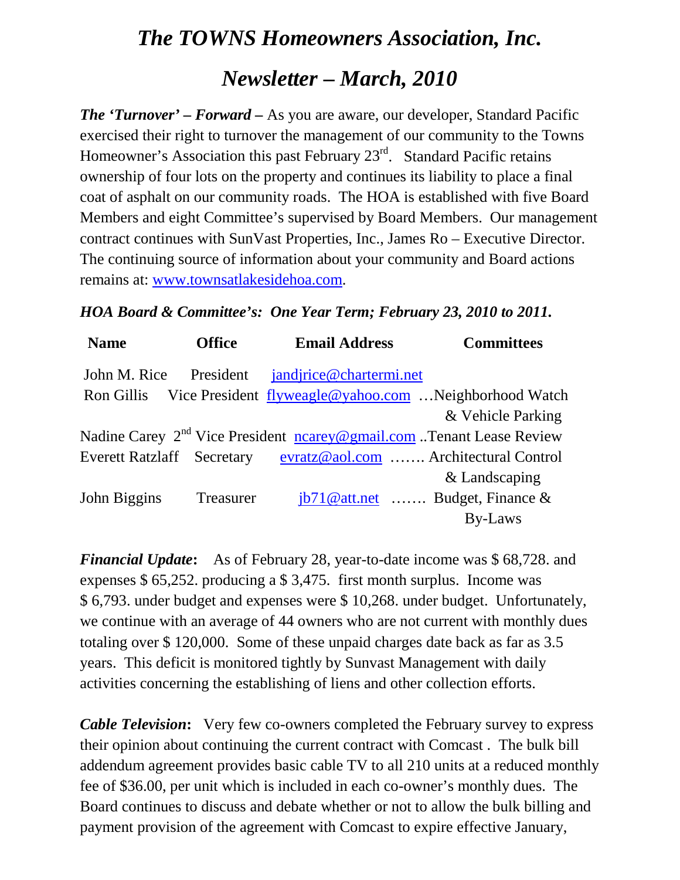# *The TOWNS Homeowners Association, Inc.*

# *Newsletter – March, 2010*

***The 'Turnover' – Forward –*** As you are aware, our developer, Standard Pacific exercised their right to turnover the management of our community to the Towns Homeowner's Association this past February 23rd. Standard Pacific retains ownership of four lots on the property and continues its liability to place a final coat of asphalt on our community roads. The HOA is established with five Board Members and eight Committee's supervised by Board Members. Our management contract continues with SunVast Properties, Inc., James Ro – Executive Director. The continuing source of information about your community and Board actions remains at: www.townsatlakesidehoa.com.

***HOA Board & Committee's: One Year Term; February 23, 2010 to 2011.***

| Name | Office | Email Address | Committees |
|---|---|---|---|
| John M. Rice | President | jandjrice@chartermi.net | |
| Ron Gillis | Vice President | flyweagle@yahoo.com | …Neighborhood Watch & Vehicle Parking |
| Nadine Carey | 2nd Vice President | ncarey@gmail.com | ..Tenant Lease Review |
| Everett Ratzlaff | Secretary | evratz@aol.com | ……. Architectural Control & Landscaping |
| John Biggins | Treasurer | jb71@att.net | ……. Budget, Finance & By-Laws |

***Financial Update*:** As of February 28, year-to-date income was $ 68,728. and expenses $ 65,252. producing a $ 3,475. first month surplus. Income was $ 6,793. under budget and expenses were $ 10,268. under budget. Unfortunately, we continue with an average of 44 owners who are not current with monthly dues totaling over $ 120,000. Some of these unpaid charges date back as far as 3.5 years. This deficit is monitored tightly by Sunvast Management with daily activities concerning the establishing of liens and other collection efforts.

***Cable Television*:** Very few co-owners completed the February survey to express their opinion about continuing the current contract with Comcast . The bulk bill addendum agreement provides basic cable TV to all 210 units at a reduced monthly fee of $36.00, per unit which is included in each co-owner's monthly dues. The Board continues to discuss and debate whether or not to allow the bulk billing and payment provision of the agreement with Comcast to expire effective January,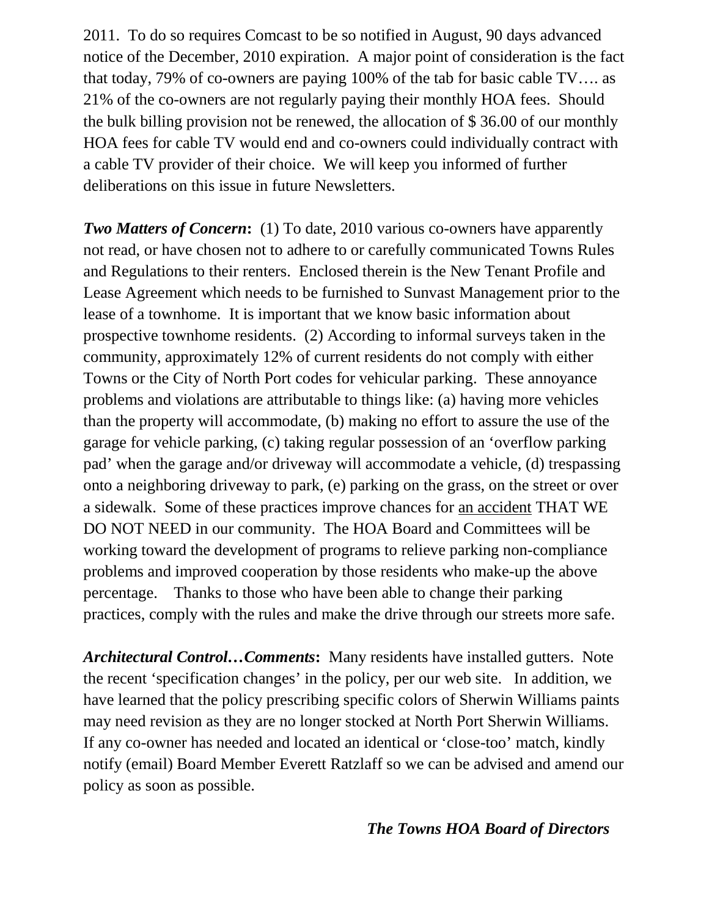2011. To do so requires Comcast to be so notified in August, 90 days advanced notice of the December, 2010 expiration. A major point of consideration is the fact that today, 79% of co-owners are paying 100% of the tab for basic cable TV…. as 21% of the co-owners are not regularly paying their monthly HOA fees. Should the bulk billing provision not be renewed, the allocation of $ 36.00 of our monthly HOA fees for cable TV would end and co-owners could individually contract with a cable TV provider of their choice. We will keep you informed of further deliberations on this issue in future Newsletters.

***Two Matters of Concern*:** (1) To date, 2010 various co-owners have apparently not read, or have chosen not to adhere to or carefully communicated Towns Rules and Regulations to their renters. Enclosed therein is the New Tenant Profile and Lease Agreement which needs to be furnished to Sunvast Management prior to the lease of a townhome. It is important that we know basic information about prospective townhome residents. (2) According to informal surveys taken in the community, approximately 12% of current residents do not comply with either Towns or the City of North Port codes for vehicular parking. These annoyance problems and violations are attributable to things like: (a) having more vehicles than the property will accommodate, (b) making no effort to assure the use of the garage for vehicle parking, (c) taking regular possession of an 'overflow parking pad' when the garage and/or driveway will accommodate a vehicle, (d) trespassing onto a neighboring driveway to park, (e) parking on the grass, on the street or over a sidewalk. Some of these practices improve chances for <u>an accident</u> THAT WE DO NOT NEED in our community. The HOA Board and Committees will be working toward the development of programs to relieve parking non-compliance problems and improved cooperation by those residents who make-up the above percentage. Thanks to those who have been able to change their parking practices, comply with the rules and make the drive through our streets more safe.

***Architectural Control…Comments*:** Many residents have installed gutters. Note the recent 'specification changes' in the policy, per our web site. In addition, we have learned that the policy prescribing specific colors of Sherwin Williams paints may need revision as they are no longer stocked at North Port Sherwin Williams. If any co-owner has needed and located an identical or 'close-too' match, kindly notify (email) Board Member Everett Ratzlaff so we can be advised and amend our policy as soon as possible.

***The Towns HOA Board of Directors***